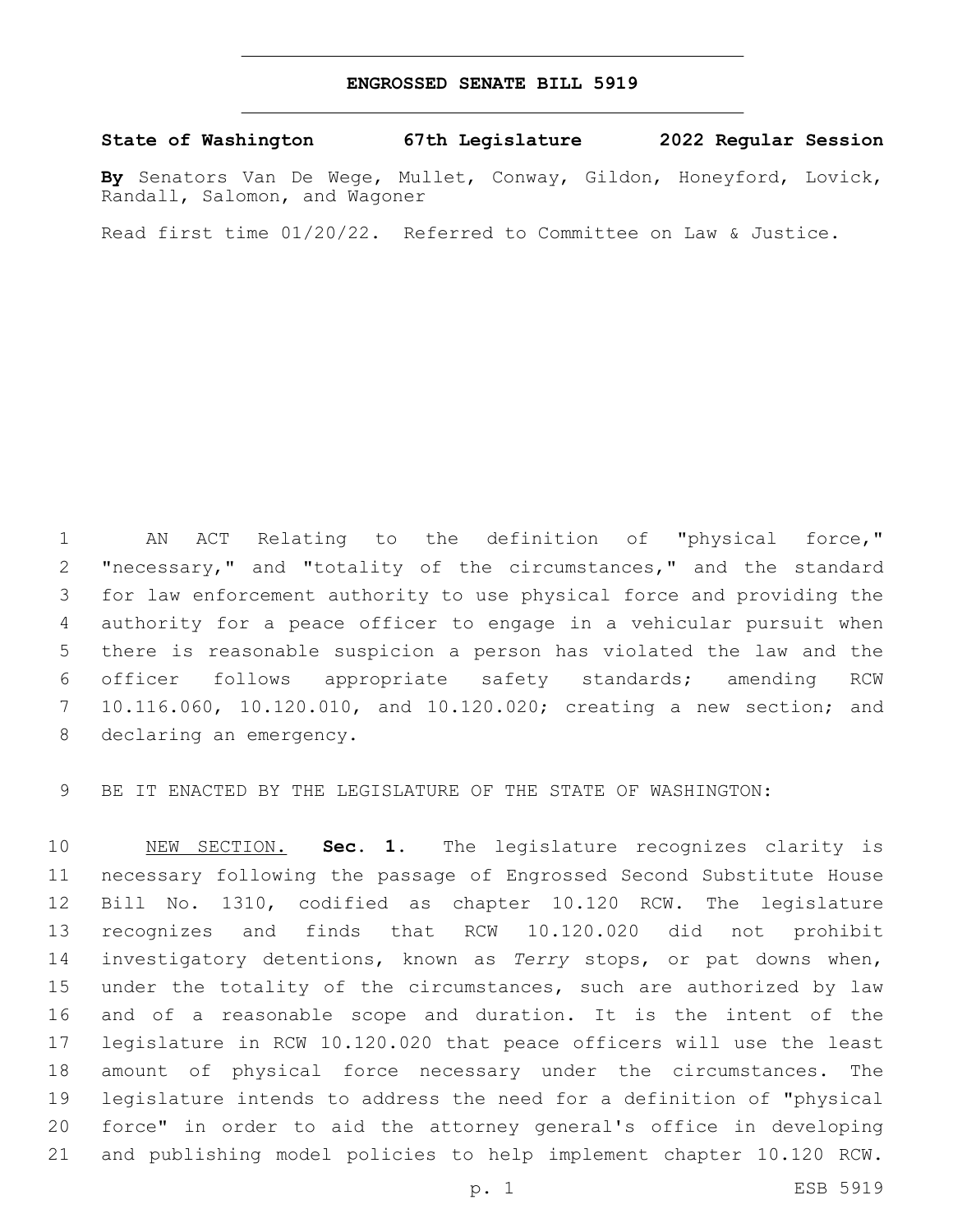# ENGROSSED SENATE BILL 5919

**State of Washington 67th Legislature 2022 Regular Session**

**By** Senators Van De Wege, Mullet, Conway, Gildon, Honeyford, Lovick, Randall, Salomon, and Wagoner

Read first time 01/20/22. Referred to Committee on Law & Justice.

AN ACT Relating to the definition of "physical force," "necessary," and "totality of the circumstances," and the standard for law enforcement authority to use physical force and providing the authority for a peace officer to engage in a vehicular pursuit when there is reasonable suspicion a person has violated the law and the officer follows appropriate safety standards; amending RCW 10.116.060, 10.120.010, and 10.120.020; creating a new section; and declaring an emergency.

BE IT ENACTED BY THE LEGISLATURE OF THE STATE OF WASHINGTON:

NEW SECTION. **Sec. 1.** The legislature recognizes clarity is necessary following the passage of Engrossed Second Substitute House Bill No. 1310, codified as chapter 10.120 RCW. The legislature recognizes and finds that RCW 10.120.020 did not prohibit investigatory detentions, known as *Terry* stops, or pat downs when, under the totality of the circumstances, such are authorized by law and of a reasonable scope and duration. It is the intent of the legislature in RCW 10.120.020 that peace officers will use the least amount of physical force necessary under the circumstances. The legislature intends to address the need for a definition of "physical force" in order to aid the attorney general's office in developing and publishing model policies to help implement chapter 10.120 RCW.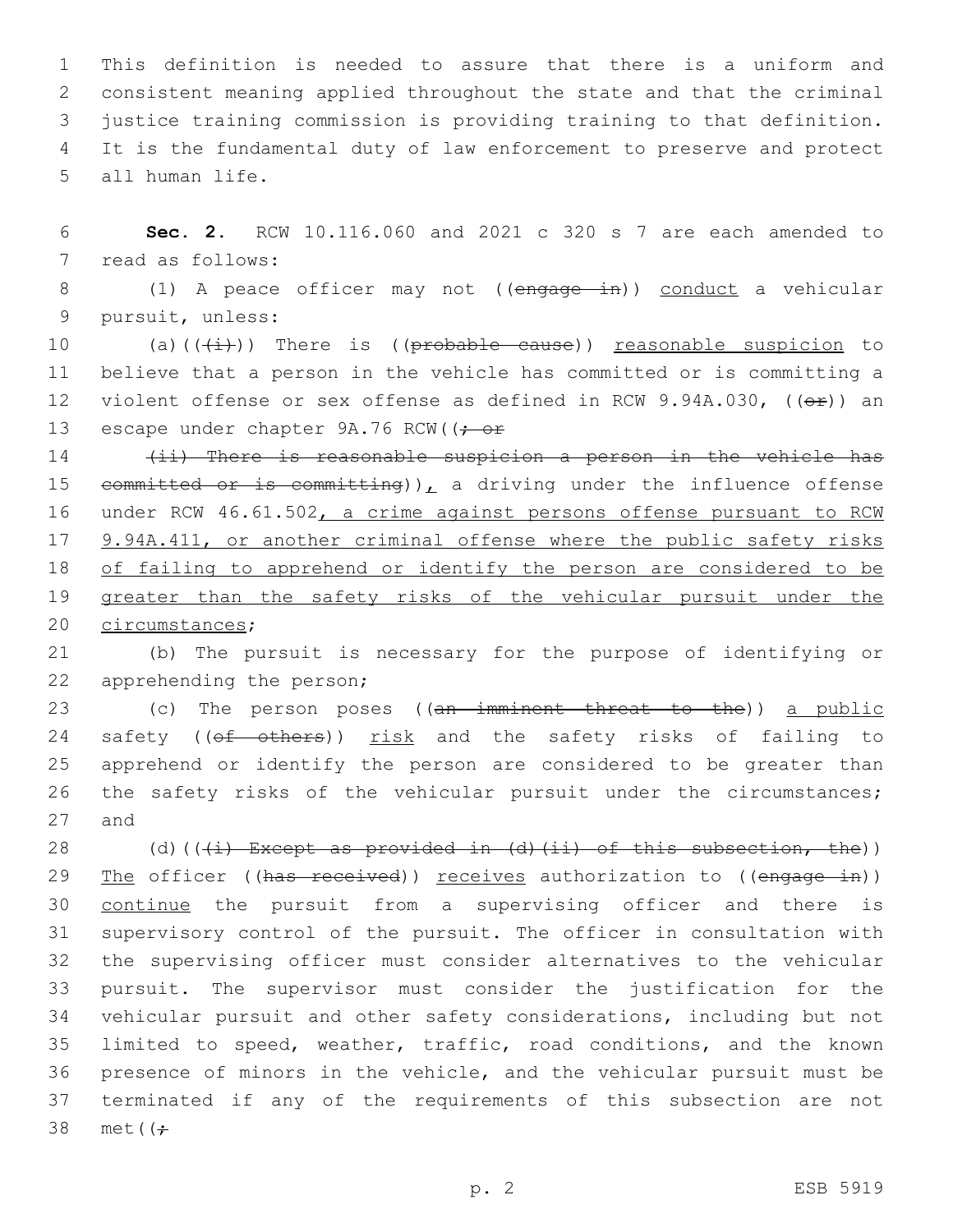This definition is needed to assure that there is a uniform and consistent meaning applied throughout the state and that the criminal justice training commission is providing training to that definition. It is the fundamental duty of law enforcement to preserve and protect all human life.

**Sec. 2.** RCW 10.116.060 and 2021 c 320 s 7 are each amended to read as follows:

(1) A peace officer may not ((~~engage in~~)) conduct a vehicular pursuit, unless:

(a)((~~(i)~~)) There is ((~~probable cause~~)) reasonable suspicion to believe that a person in the vehicle has committed or is committing a violent offense or sex offense as defined in RCW 9.94A.030, ((~~or~~)) an escape under chapter 9A.76 RCW((~~; or~~

~~(ii) There is reasonable suspicion a person in the vehicle has committed or is committing~~)), a driving under the influence offense under RCW 46.61.502, a crime against persons offense pursuant to RCW 9.94A.411, or another criminal offense where the public safety risks of failing to apprehend or identify the person are considered to be greater than the safety risks of the vehicular pursuit under the circumstances;

(b) The pursuit is necessary for the purpose of identifying or apprehending the person;

(c) The person poses ((~~an imminent threat to the~~)) a public safety ((~~of others~~)) risk and the safety risks of failing to apprehend or identify the person are considered to be greater than the safety risks of the vehicular pursuit under the circumstances; and

(d)((~~(i) Except as provided in (d)(ii) of this subsection, the~~)) The officer ((~~has received~~)) receives authorization to ((~~engage in~~)) continue the pursuit from a supervising officer and there is supervisory control of the pursuit. The officer in consultation with the supervising officer must consider alternatives to the vehicular pursuit. The supervisor must consider the justification for the vehicular pursuit and other safety considerations, including but not limited to speed, weather, traffic, road conditions, and the known presence of minors in the vehicle, and the vehicular pursuit must be terminated if any of the requirements of this subsection are not met((~~;~~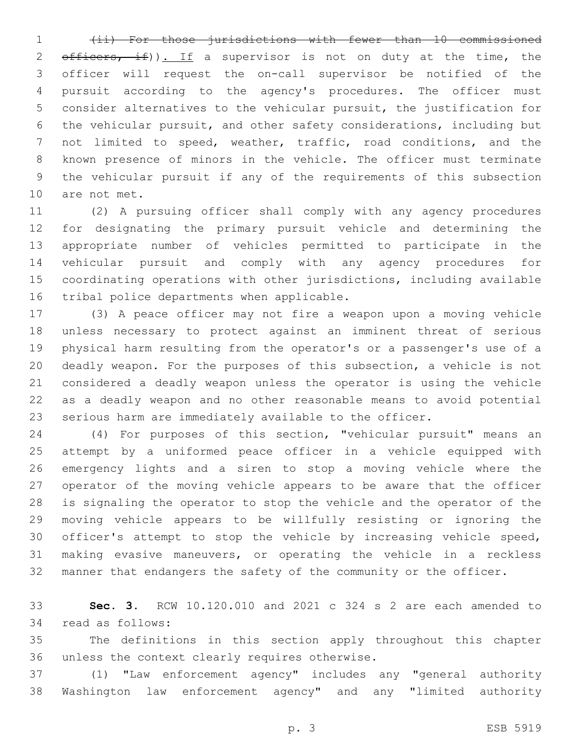~~(ii) For those jurisdictions with fewer than 10 commissioned officers, if~~)). If a supervisor is not on duty at the time, the officer will request the on-call supervisor be notified of the pursuit according to the agency's procedures. The officer must consider alternatives to the vehicular pursuit, the justification for the vehicular pursuit, and other safety considerations, including but not limited to speed, weather, traffic, road conditions, and the known presence of minors in the vehicle. The officer must terminate the vehicular pursuit if any of the requirements of this subsection are not met.

(2) A pursuing officer shall comply with any agency procedures for designating the primary pursuit vehicle and determining the appropriate number of vehicles permitted to participate in the vehicular pursuit and comply with any agency procedures for coordinating operations with other jurisdictions, including available tribal police departments when applicable.

(3) A peace officer may not fire a weapon upon a moving vehicle unless necessary to protect against an imminent threat of serious physical harm resulting from the operator's or a passenger's use of a deadly weapon. For the purposes of this subsection, a vehicle is not considered a deadly weapon unless the operator is using the vehicle as a deadly weapon and no other reasonable means to avoid potential serious harm are immediately available to the officer.

(4) For purposes of this section, "vehicular pursuit" means an attempt by a uniformed peace officer in a vehicle equipped with emergency lights and a siren to stop a moving vehicle where the operator of the moving vehicle appears to be aware that the officer is signaling the operator to stop the vehicle and the operator of the moving vehicle appears to be willfully resisting or ignoring the officer's attempt to stop the vehicle by increasing vehicle speed, making evasive maneuvers, or operating the vehicle in a reckless manner that endangers the safety of the community or the officer.

**Sec. 3.** RCW 10.120.010 and 2021 c 324 s 2 are each amended to read as follows:

The definitions in this section apply throughout this chapter unless the context clearly requires otherwise.

(1) "Law enforcement agency" includes any "general authority Washington law enforcement agency" and any "limited authority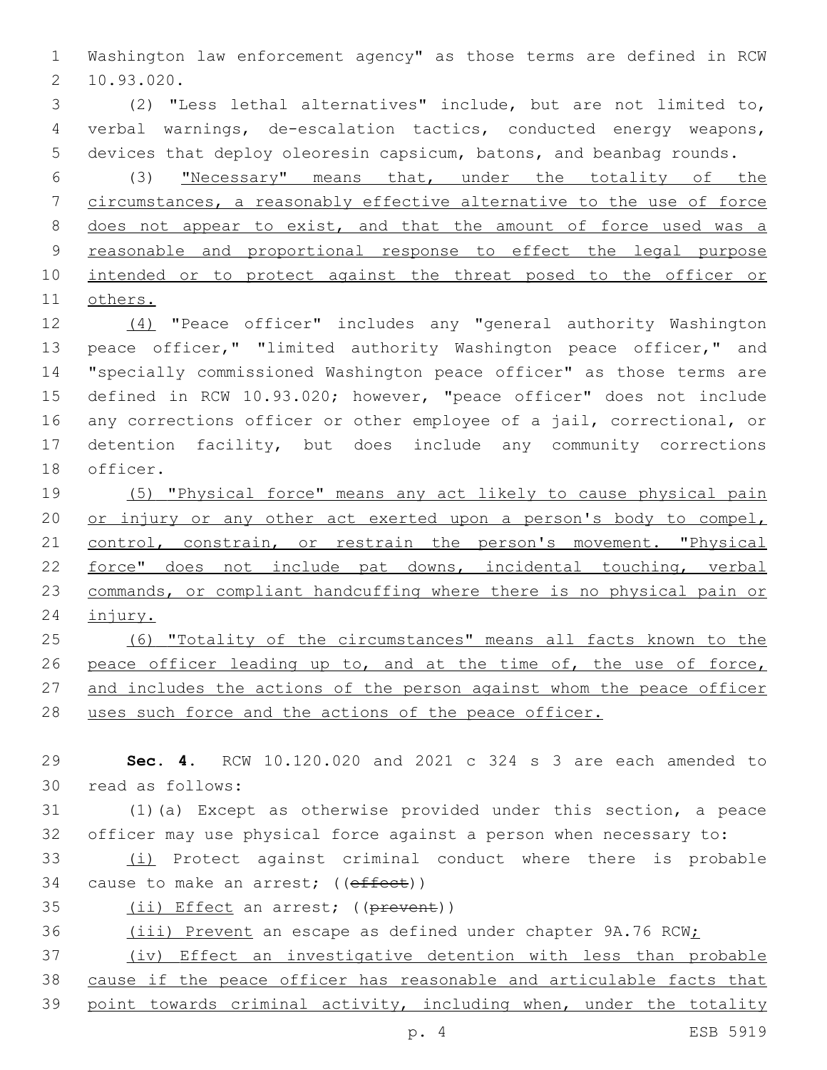Washington law enforcement agency" as those terms are defined in RCW 10.93.020.

(2) "Less lethal alternatives" include, but are not limited to, verbal warnings, de-escalation tactics, conducted energy weapons, devices that deploy oleoresin capsicum, batons, and beanbag rounds.

(3) "Necessary" means that, under the totality of the circumstances, a reasonably effective alternative to the use of force does not appear to exist, and that the amount of force used was a reasonable and proportional response to effect the legal purpose intended or to protect against the threat posed to the officer or others.

(4) "Peace officer" includes any "general authority Washington peace officer," "limited authority Washington peace officer," and "specially commissioned Washington peace officer" as those terms are defined in RCW 10.93.020; however, "peace officer" does not include any corrections officer or other employee of a jail, correctional, or detention facility, but does include any community corrections officer.

(5) "Physical force" means any act likely to cause physical pain or injury or any other act exerted upon a person's body to compel, control, constrain, or restrain the person's movement. "Physical force" does not include pat downs, incidental touching, verbal commands, or compliant handcuffing where there is no physical pain or injury.

(6) "Totality of the circumstances" means all facts known to the peace officer leading up to, and at the time of, the use of force, and includes the actions of the person against whom the peace officer uses such force and the actions of the peace officer.

**Sec. 4.** RCW 10.120.020 and 2021 c 324 s 3 are each amended to read as follows:

(1)(a) Except as otherwise provided under this section, a peace officer may use physical force against a person when necessary to:

(i) Protect against criminal conduct where there is probable cause to make an arrest; ((~~effect~~))

(ii) Effect an arrest; ((~~prevent~~))

(iii) Prevent an escape as defined under chapter 9A.76 RCW;

(iv) Effect an investigative detention with less than probable cause if the peace officer has reasonable and articulable facts that point towards criminal activity, including when, under the totality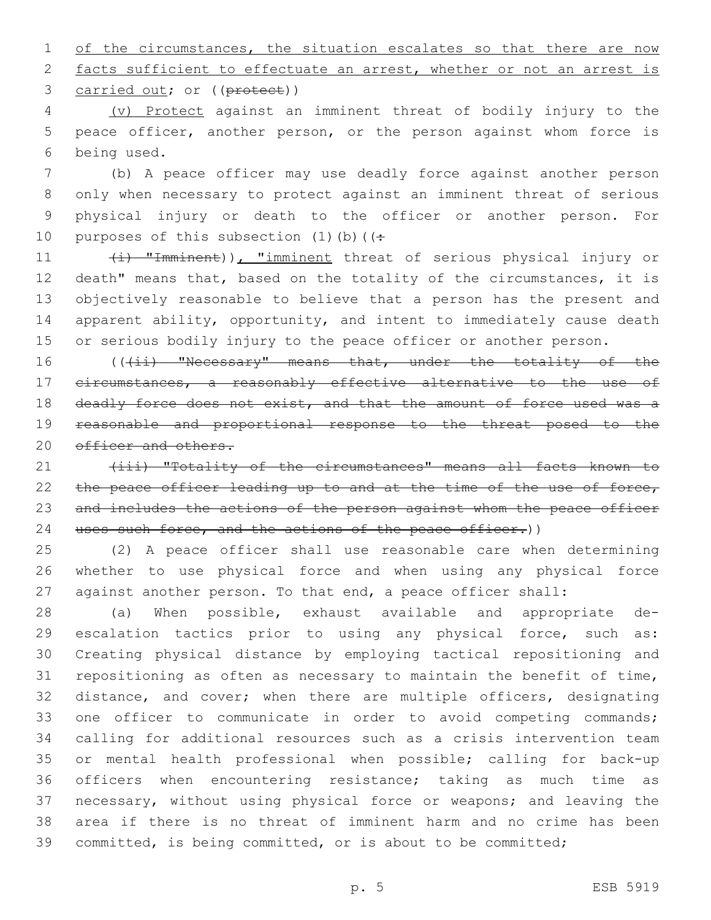of the circumstances, the situation escalates so that there are now facts sufficient to effectuate an arrest, whether or not an arrest is carried out; or ((~~protect~~))

(v) Protect against an imminent threat of bodily injury to the peace officer, another person, or the person against whom force is being used.

(b) A peace officer may use deadly force against another person only when necessary to protect against an imminent threat of serious physical injury or death to the officer or another person. For purposes of this subsection (1)(b)((~~:~~

~~(i) "Imminent"~~)), "imminent threat of serious physical injury or death" means that, based on the totality of the circumstances, it is objectively reasonable to believe that a person has the present and apparent ability, opportunity, and intent to immediately cause death or serious bodily injury to the peace officer or another person.

((~~(ii) "Necessary" means that, under the totality of the circumstances, a reasonably effective alternative to the use of deadly force does not exist, and that the amount of force used was a reasonable and proportional response to the threat posed to the officer and others.~~

~~(iii) "Totality of the circumstances" means all facts known to the peace officer leading up to and at the time of the use of force, and includes the actions of the person against whom the peace officer uses such force, and the actions of the peace officer.~~))

(2) A peace officer shall use reasonable care when determining whether to use physical force and when using any physical force against another person. To that end, a peace officer shall:

(a) When possible, exhaust available and appropriate de-escalation tactics prior to using any physical force, such as: Creating physical distance by employing tactical repositioning and repositioning as often as necessary to maintain the benefit of time, distance, and cover; when there are multiple officers, designating one officer to communicate in order to avoid competing commands; calling for additional resources such as a crisis intervention team or mental health professional when possible; calling for back-up officers when encountering resistance; taking as much time as necessary, without using physical force or weapons; and leaving the area if there is no threat of imminent harm and no crime has been committed, is being committed, or is about to be committed;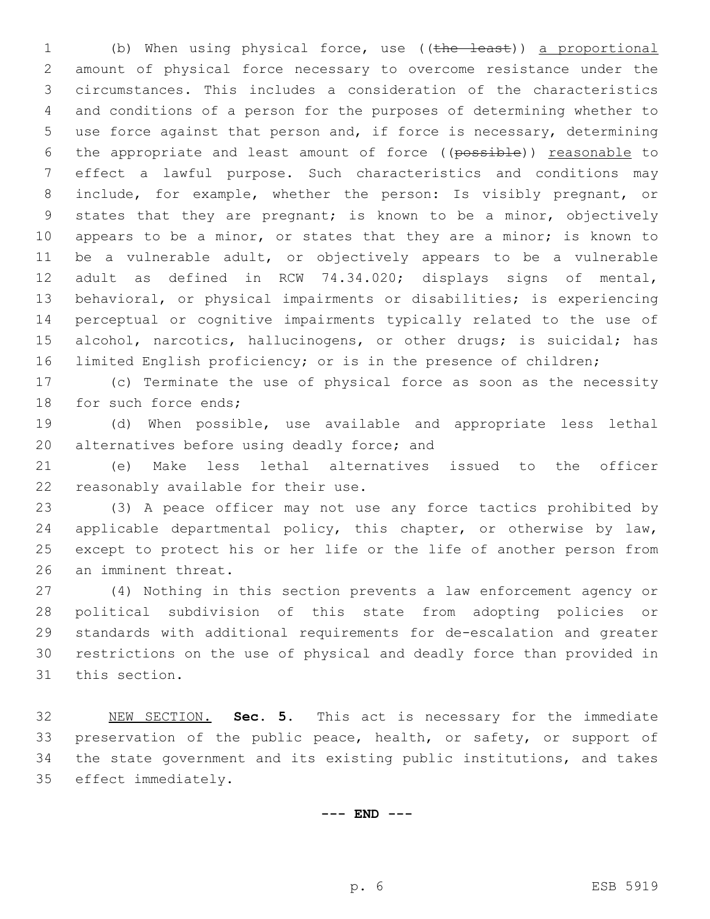(b) When using physical force, use ((~~the least~~)) <u>a proportional</u> amount of physical force necessary to overcome resistance under the circumstances. This includes a consideration of the characteristics and conditions of a person for the purposes of determining whether to use force against that person and, if force is necessary, determining the appropriate and least amount of force ((~~possible~~)) <u>reasonable</u> to effect a lawful purpose. Such characteristics and conditions may include, for example, whether the person: Is visibly pregnant, or states that they are pregnant; is known to be a minor, objectively appears to be a minor, or states that they are a minor; is known to be a vulnerable adult, or objectively appears to be a vulnerable adult as defined in RCW 74.34.020; displays signs of mental, behavioral, or physical impairments or disabilities; is experiencing perceptual or cognitive impairments typically related to the use of alcohol, narcotics, hallucinogens, or other drugs; is suicidal; has limited English proficiency; or is in the presence of children;

(c) Terminate the use of physical force as soon as the necessity for such force ends;

(d) When possible, use available and appropriate less lethal alternatives before using deadly force; and

(e) Make less lethal alternatives issued to the officer reasonably available for their use.

(3) A peace officer may not use any force tactics prohibited by applicable departmental policy, this chapter, or otherwise by law, except to protect his or her life or the life of another person from an imminent threat.

(4) Nothing in this section prevents a law enforcement agency or political subdivision of this state from adopting policies or standards with additional requirements for de-escalation and greater restrictions on the use of physical and deadly force than provided in this section.

<u>NEW SECTION.</u> **Sec. 5.** This act is necessary for the immediate preservation of the public peace, health, or safety, or support of the state government and its existing public institutions, and takes effect immediately.

**--- END ---**